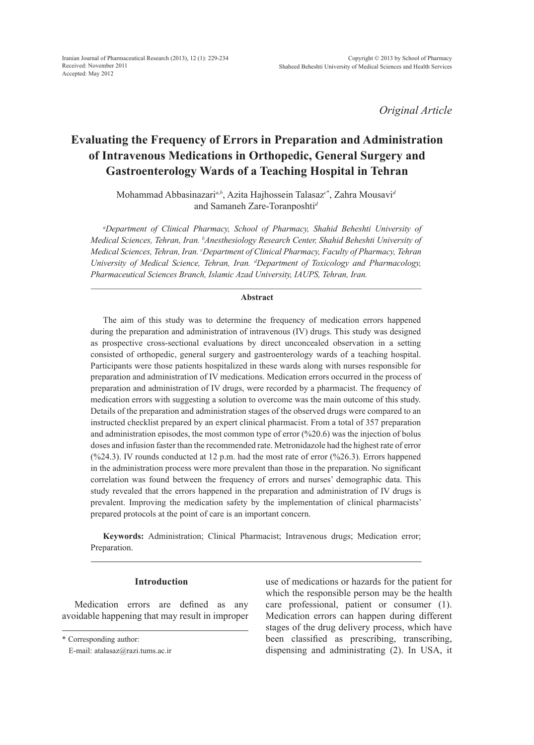Original Article

# Evaluating the Frequency of Errors in Preparation and Administration of Intravenous Medications in Orthopedic, General Surgery and Gastroenterology Wards of a Teaching Hospital in Tehran

Mohammad Abbasinazari[a,b], Azita Hajhossein Talasaz[c*], Zahra Mousavi[d] and Samaneh Zare-Toranposhti[d]

*[a]Department of Clinical Pharmacy, School of Pharmacy, Shahid Beheshti University of Medical Sciences, Tehran, Iran. [b]Anesthesiology Research Center, Shahid Beheshti University of Medical Sciences, Tehran, Iran. [c]Department of Clinical Pharmacy, Faculty of Pharmacy, Tehran University of Medical Science, Tehran, Iran. [d]Department of Toxicology and Pharmacology, Pharmaceutical Sciences Branch, Islamic Azad University, IAUPS, Tehran, Iran.*

## Abstract

The aim of this study was to determine the frequency of medication errors happened during the preparation and administration of intravenous (IV) drugs. This study was designed as prospective cross-sectional evaluations by direct unconcealed observation in a setting consisted of orthopedic, general surgery and gastroenterology wards of a teaching hospital. Participants were those patients hospitalized in these wards along with nurses responsible for preparation and administration of IV medications. Medication errors occurred in the process of preparation and administration of IV drugs, were recorded by a pharmacist. The frequency of medication errors with suggesting a solution to overcome was the main outcome of this study. Details of the preparation and administration stages of the observed drugs were compared to an instructed checklist prepared by an expert clinical pharmacist. From a total of 357 preparation and administration episodes, the most common type of error (%20.6) was the injection of bolus doses and infusion faster than the recommended rate. Metronidazole had the highest rate of error (%24.3). IV rounds conducted at 12 p.m. had the most rate of error (%26.3). Errors happened in the administration process were more prevalent than those in the preparation. No significant correlation was found between the frequency of errors and nurses' demographic data. This study revealed that the errors happened in the preparation and administration of IV drugs is prevalent. Improving the medication safety by the implementation of clinical pharmacists' prepared protocols at the point of care is an important concern.

**Keywords:** Administration; Clinical Pharmacist; Intravenous drugs; Medication error; Preparation.

## Introduction

Medication errors are defined as any avoidable happening that may result in improper use of medications or hazards for the patient for which the responsible person may be the health care professional, patient or consumer (1). Medication errors can happen during different stages of the drug delivery process, which have been classified as prescribing, transcribing, dispensing and administrating (2). In USA, it

\* Corresponding author:
E-mail: atalasaz@razi.tums.ac.ir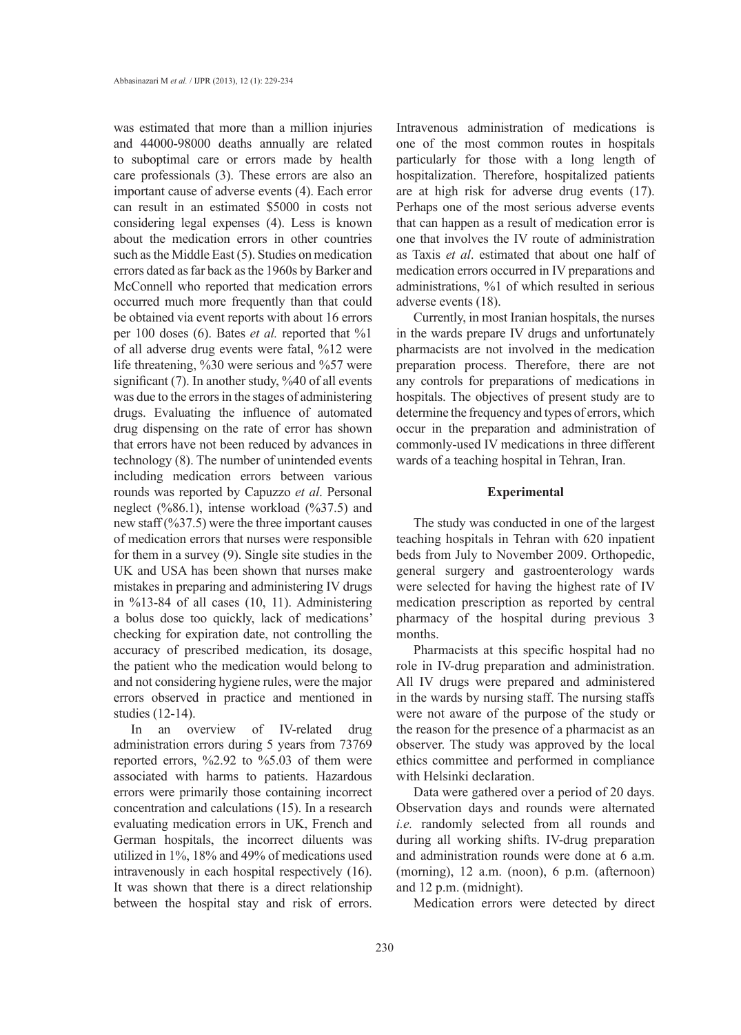was estimated that more than a million injuries and 44000-98000 deaths annually are related to suboptimal care or errors made by health care professionals (3). These errors are also an important cause of adverse events (4). Each error can result in an estimated $5000 in costs not considering legal expenses (4). Less is known about the medication errors in other countries such as the Middle East (5). Studies on medication errors dated as far back as the 1960s by Barker and McConnell who reported that medication errors occurred much more frequently than that could be obtained via event reports with about 16 errors per 100 doses (6). Bates *et al.* reported that %1 of all adverse drug events were fatal, %12 were life threatening, %30 were serious and %57 were significant (7). In another study, %40 of all events was due to the errors in the stages of administering drugs. Evaluating the influence of automated drug dispensing on the rate of error has shown that errors have not been reduced by advances in technology (8). The number of unintended events including medication errors between various rounds was reported by Capuzzo *et al*. Personal neglect (%86.1), intense workload (%37.5) and new staff (%37.5) were the three important causes of medication errors that nurses were responsible for them in a survey (9). Single site studies in the UK and USA has been shown that nurses make mistakes in preparing and administering IV drugs in %13-84 of all cases (10, 11). Administering a bolus dose too quickly, lack of medications' checking for expiration date, not controlling the accuracy of prescribed medication, its dosage, the patient who the medication would belong to and not considering hygiene rules, were the major errors observed in practice and mentioned in studies (12-14).

In an overview of IV-related drug administration errors during 5 years from 73769 reported errors, %2.92 to %5.03 of them were associated with harms to patients. Hazardous errors were primarily those containing incorrect concentration and calculations (15). In a research evaluating medication errors in UK, French and German hospitals, the incorrect diluents was utilized in 1%, 18% and 49% of medications used intravenously in each hospital respectively (16). It was shown that there is a direct relationship between the hospital stay and risk of errors. Intravenous administration of medications is one of the most common routes in hospitals particularly for those with a long length of hospitalization. Therefore, hospitalized patients are at high risk for adverse drug events (17). Perhaps one of the most serious adverse events that can happen as a result of medication error is one that involves the IV route of administration as Taxis *et al*. estimated that about one half of medication errors occurred in IV preparations and administrations, %1 of which resulted in serious adverse events (18).

Currently, in most Iranian hospitals, the nurses in the wards prepare IV drugs and unfortunately pharmacists are not involved in the medication preparation process. Therefore, there are not any controls for preparations of medications in hospitals. The objectives of present study are to determine the frequency and types of errors, which occur in the preparation and administration of commonly-used IV medications in three different wards of a teaching hospital in Tehran, Iran.

## Experimental

The study was conducted in one of the largest teaching hospitals in Tehran with 620 inpatient beds from July to November 2009. Orthopedic, general surgery and gastroenterology wards were selected for having the highest rate of IV medication prescription as reported by central pharmacy of the hospital during previous 3 months.

Pharmacists at this specific hospital had no role in IV-drug preparation and administration. All IV drugs were prepared and administered in the wards by nursing staff. The nursing staffs were not aware of the purpose of the study or the reason for the presence of a pharmacist as an observer. The study was approved by the local ethics committee and performed in compliance with Helsinki declaration.

Data were gathered over a period of 20 days. Observation days and rounds were alternated *i.e.* randomly selected from all rounds and during all working shifts. IV-drug preparation and administration rounds were done at 6 a.m. (morning), 12 a.m. (noon), 6 p.m. (afternoon) and 12 p.m. (midnight).

Medication errors were detected by direct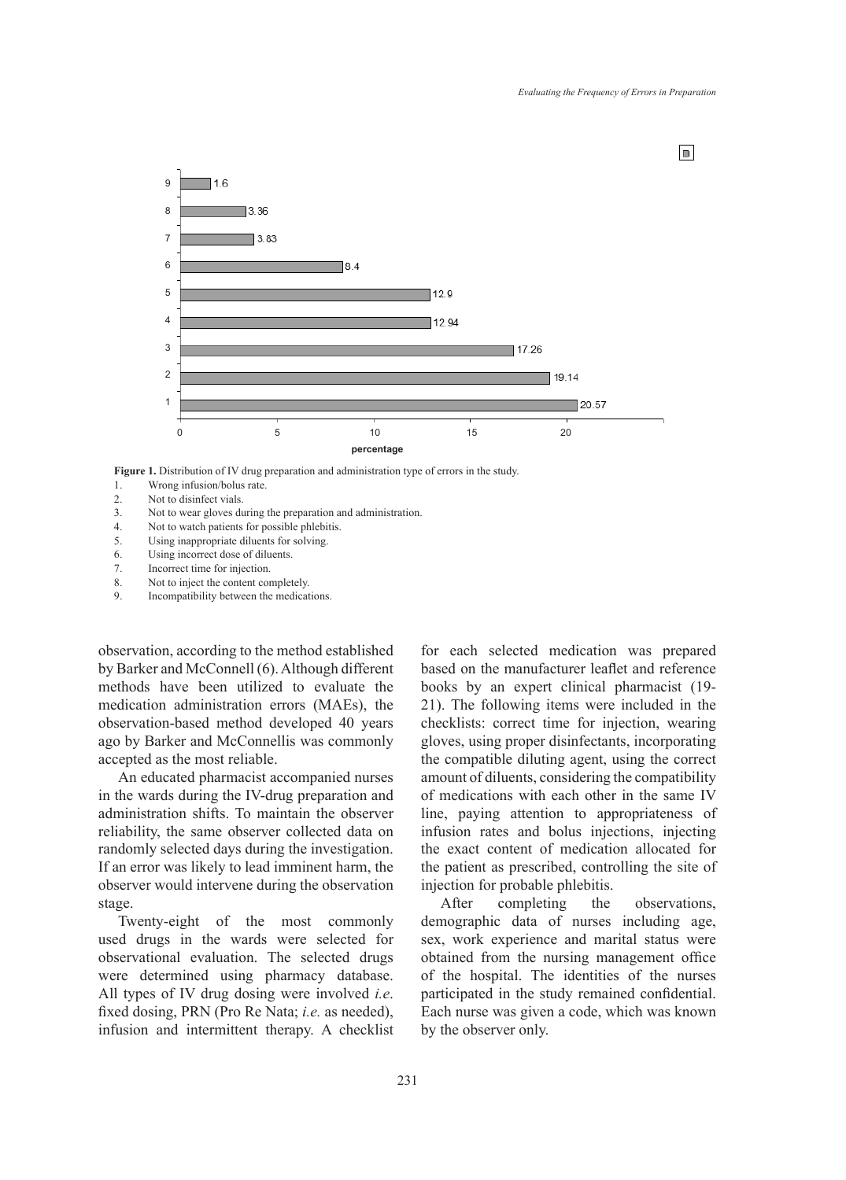**Figure 1.** Distribution of IV drug preparation and administration type of errors in the study.

1. Wrong infusion/bolus rate.
2. Not to disinfect vials.
3. Not to wear gloves during the preparation and administration.
4. Not to watch patients for possible phlebitis.
5. Using inappropriate diluents for solving.
6. Using incorrect dose of diluents.
7. Incorrect time for injection.
8. Not to inject the content completely.
9. Incompatibility between the medications.

observation, according to the method established by Barker and McConnell (6). Although different methods have been utilized to evaluate the medication administration errors (MAEs), the observation-based method developed 40 years ago by Barker and McConnellis was commonly accepted as the most reliable.

An educated pharmacist accompanied nurses in the wards during the IV-drug preparation and administration shifts. To maintain the observer reliability, the same observer collected data on randomly selected days during the investigation. If an error was likely to lead imminent harm, the observer would intervene during the observation stage.

Twenty-eight of the most commonly used drugs in the wards were selected for observational evaluation. The selected drugs were determined using pharmacy database. All types of IV drug dosing were involved *i.e*. fixed dosing, PRN (Pro Re Nata; *i.e.* as needed), infusion and intermittent therapy. A checklist for each selected medication was prepared based on the manufacturer leaflet and reference books by an expert clinical pharmacist (19-21). The following items were included in the checklists: correct time for injection, wearing gloves, using proper disinfectants, incorporating the compatible diluting agent, using the correct amount of diluents, considering the compatibility of medications with each other in the same IV line, paying attention to appropriateness of infusion rates and bolus injections, injecting the exact content of medication allocated for the patient as prescribed, controlling the site of injection for probable phlebitis.

After completing the observations, demographic data of nurses including age, sex, work experience and marital status were obtained from the nursing management office of the hospital. The identities of the nurses participated in the study remained confidential. Each nurse was given a code, which was known by the observer only.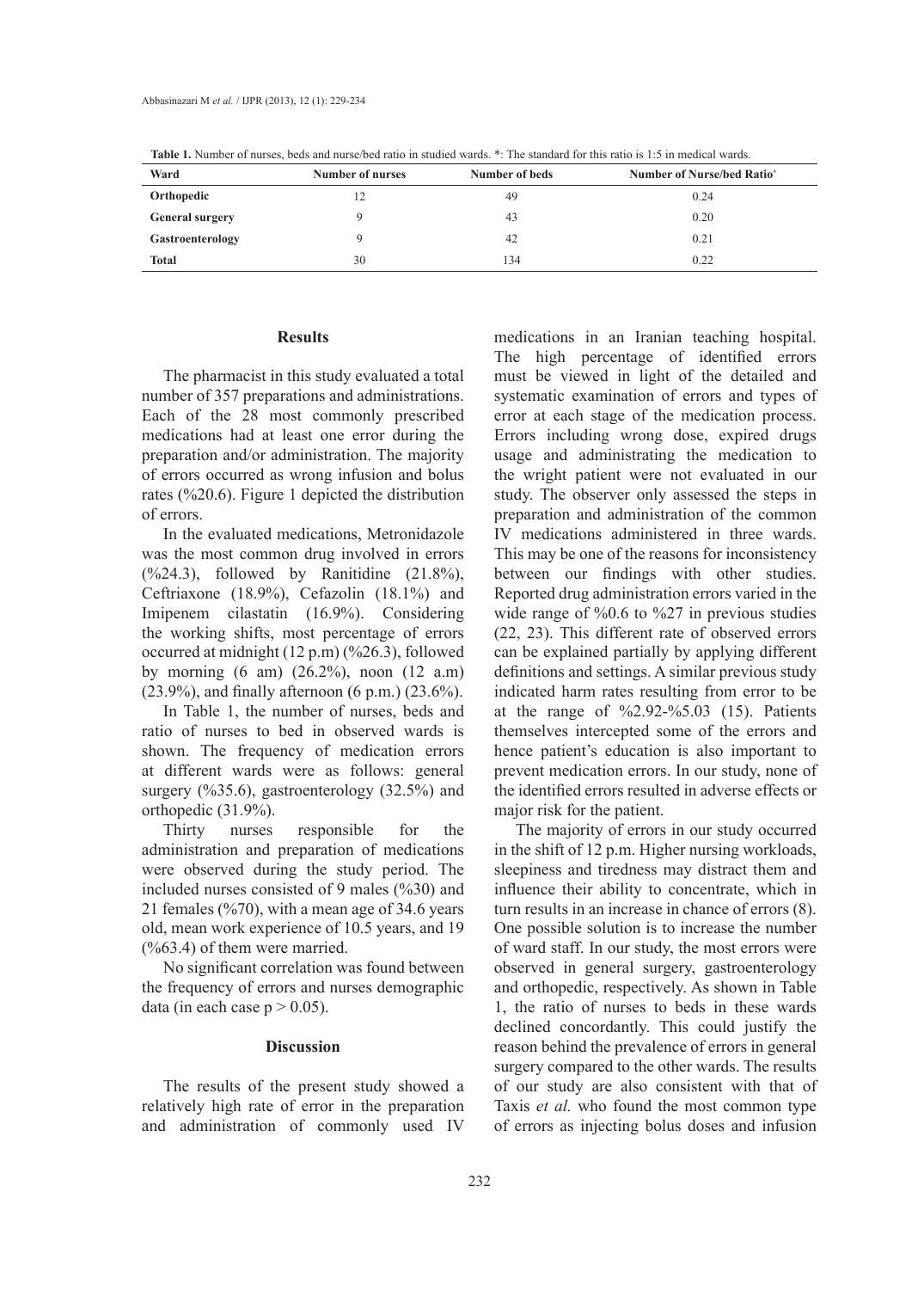**Table 1.** Number of nurses, beds and nurse/bed ratio in studied wards. *: The standard for this ratio is 1:5 in medical wards.

| Ward | Number of nurses | Number of beds | Number of Nurse/bed Ratio* |
|---|---|---|---|
| **Orthopedic** | 12 | 49 | 0.24 |
| **General surgery** | 9 | 43 | 0.20 |
| **Gastroenterology** | 9 | 42 | 0.21 |
| **Total** | 30 | 134 | 0.22 |

## Results

The pharmacist in this study evaluated a total number of 357 preparations and administrations. Each of the 28 most commonly prescribed medications had at least one error during the preparation and/or administration. The majority of errors occurred as wrong infusion and bolus rates (%20.6). Figure 1 depicted the distribution of errors.

In the evaluated medications, Metronidazole was the most common drug involved in errors (%24.3), followed by Ranitidine (21.8%), Ceftriaxone (18.9%), Cefazolin (18.1%) and Imipenem cilastatin (16.9%). Considering the working shifts, most percentage of errors occurred at midnight (12 p.m) (%26.3), followed by morning (6 am) (26.2%), noon (12 a.m) (23.9%), and finally afternoon (6 p.m.) (23.6%).

In Table 1, the number of nurses, beds and ratio of nurses to bed in observed wards is shown. The frequency of medication errors at different wards were as follows: general surgery (%35.6), gastroenterology (32.5%) and orthopedic (31.9%).

Thirty nurses responsible for the administration and preparation of medications were observed during the study period. The included nurses consisted of 9 males (%30) and 21 females (%70), with a mean age of 34.6 years old, mean work experience of 10.5 years, and 19 (%63.4) of them were married.

No significant correlation was found between the frequency of errors and nurses demographic data (in each case $p > 0.05$).

## Discussion

The results of the present study showed a relatively high rate of error in the preparation and administration of commonly used IV medications in an Iranian teaching hospital. The high percentage of identified errors must be viewed in light of the detailed and systematic examination of errors and types of error at each stage of the medication process. Errors including wrong dose, expired drugs usage and administrating the medication to the wright patient were not evaluated in our study. The observer only assessed the steps in preparation and administration of the common IV medications administered in three wards. This may be one of the reasons for inconsistency between our findings with other studies. Reported drug administration errors varied in the wide range of %0.6 to %27 in previous studies (22, 23). This different rate of observed errors can be explained partially by applying different definitions and settings. A similar previous study indicated harm rates resulting from error to be at the range of %2.92-%5.03 (15). Patients themselves intercepted some of the errors and hence patient's education is also important to prevent medication errors. In our study, none of the identified errors resulted in adverse effects or major risk for the patient.

The majority of errors in our study occurred in the shift of 12 p.m. Higher nursing workloads, sleepiness and tiredness may distract them and influence their ability to concentrate, which in turn results in an increase in chance of errors (8). One possible solution is to increase the number of ward staff. In our study, the most errors were observed in general surgery, gastroenterology and orthopedic, respectively. As shown in Table 1, the ratio of nurses to beds in these wards declined concordantly. This could justify the reason behind the prevalence of errors in general surgery compared to the other wards. The results of our study are also consistent with that of Taxis *et al.* who found the most common type of errors as injecting bolus doses and infusion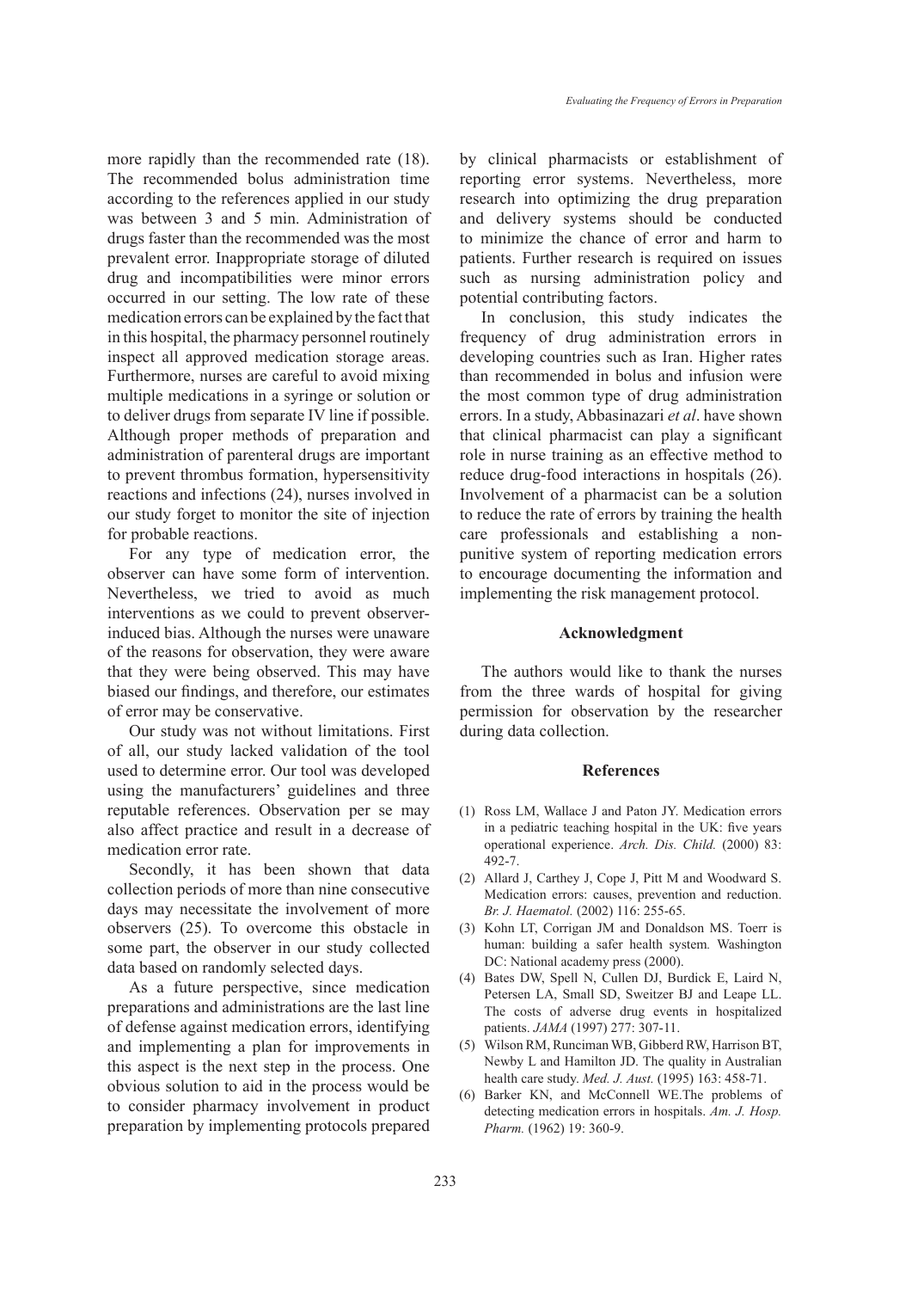more rapidly than the recommended rate (18). The recommended bolus administration time according to the references applied in our study was between 3 and 5 min. Administration of drugs faster than the recommended was the most prevalent error. Inappropriate storage of diluted drug and incompatibilities were minor errors occurred in our setting. The low rate of these medication errors can be explained by the fact that in this hospital, the pharmacy personnel routinely inspect all approved medication storage areas. Furthermore, nurses are careful to avoid mixing multiple medications in a syringe or solution or to deliver drugs from separate IV line if possible. Although proper methods of preparation and administration of parenteral drugs are important to prevent thrombus formation, hypersensitivity reactions and infections (24), nurses involved in our study forget to monitor the site of injection for probable reactions.

For any type of medication error, the observer can have some form of intervention. Nevertheless, we tried to avoid as much interventions as we could to prevent observer-induced bias. Although the nurses were unaware of the reasons for observation, they were aware that they were being observed. This may have biased our findings, and therefore, our estimates of error may be conservative.

Our study was not without limitations. First of all, our study lacked validation of the tool used to determine error. Our tool was developed using the manufacturers' guidelines and three reputable references. Observation per se may also affect practice and result in a decrease of medication error rate.

Secondly, it has been shown that data collection periods of more than nine consecutive days may necessitate the involvement of more observers (25). To overcome this obstacle in some part, the observer in our study collected data based on randomly selected days.

As a future perspective, since medication preparations and administrations are the last line of defense against medication errors, identifying and implementing a plan for improvements in this aspect is the next step in the process. One obvious solution to aid in the process would be to consider pharmacy involvement in product preparation by implementing protocols prepared by clinical pharmacists or establishment of reporting error systems. Nevertheless, more research into optimizing the drug preparation and delivery systems should be conducted to minimize the chance of error and harm to patients. Further research is required on issues such as nursing administration policy and potential contributing factors.

In conclusion, this study indicates the frequency of drug administration errors in developing countries such as Iran. Higher rates than recommended in bolus and infusion were the most common type of drug administration errors. In a study, Abbasinazari *et al*. have shown that clinical pharmacist can play a significant role in nurse training as an effective method to reduce drug-food interactions in hospitals (26). Involvement of a pharmacist can be a solution to reduce the rate of errors by training the health care professionals and establishing a non-punitive system of reporting medication errors to encourage documenting the information and implementing the risk management protocol.

## Acknowledgment

The authors would like to thank the nurses from the three wards of hospital for giving permission for observation by the researcher during data collection.

## References

(1) Ross LM, Wallace J and Paton JY. Medication errors in a pediatric teaching hospital in the UK: five years operational experience. *Arch. Dis. Child.* (2000) 83: 492-7.

(2) Allard J, Carthey J, Cope J, Pitt M and Woodward S. Medication errors: causes, prevention and reduction. *Br. J. Haematol.* (2002) 116: 255-65.

(3) Kohn LT, Corrigan JM and Donaldson MS. Toerr is human: building a safer health system. Washington DC: National academy press (2000).

(4) Bates DW, Spell N, Cullen DJ, Burdick E, Laird N, Petersen LA, Small SD, Sweitzer BJ and Leape LL. The costs of adverse drug events in hospitalized patients. *JAMA* (1997) 277: 307-11.

(5) Wilson RM, Runciman WB, Gibberd RW, Harrison BT, Newby L and Hamilton JD. The quality in Australian health care study. *Med. J. Aust.* (1995) 163: 458-71.

(6) Barker KN, and McConnell WE.The problems of detecting medication errors in hospitals. *Am. J. Hosp. Pharm.* (1962) 19: 360-9.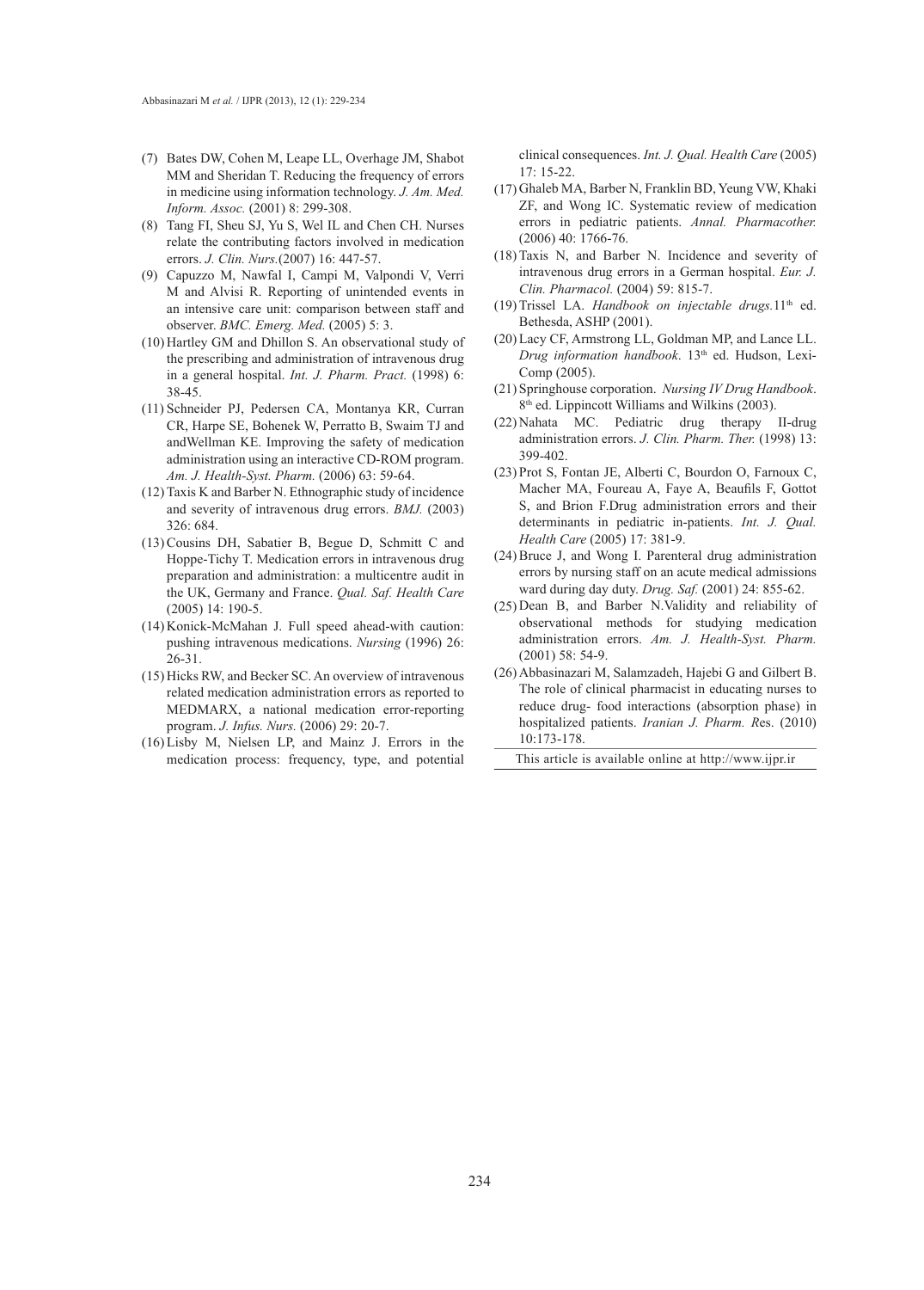(7) Bates DW, Cohen M, Leape LL, Overhage JM, Shabot MM and Sheridan T. Reducing the frequency of errors in medicine using information technology. *J. Am. Med. Inform. Assoc.* (2001) 8: 299-308.

(8) Tang FI, Sheu SJ, Yu S, Wel IL and Chen CH. Nurses relate the contributing factors involved in medication errors. *J. Clin. Nurs.*(2007) 16: 447-57.

(9) Capuzzo M, Nawfal I, Campi M, Valpondi V, Verri M and Alvisi R. Reporting of unintended events in an intensive care unit: comparison between staff and observer. *BMC. Emerg. Med.* (2005) 5: 3.

(10) Hartley GM and Dhillon S. An observational study of the prescribing and administration of intravenous drug in a general hospital. *Int. J. Pharm. Pract.* (1998) 6: 38-45.

(11) Schneider PJ, Pedersen CA, Montanya KR, Curran CR, Harpe SE, Bohenek W, Perratto B, Swaim TJ and andWellman KE. Improving the safety of medication administration using an interactive CD-ROM program. *Am. J. Health-Syst. Pharm.* (2006) 63: 59-64.

(12) Taxis K and Barber N. Ethnographic study of incidence and severity of intravenous drug errors. *BMJ.* (2003) 326: 684.

(13) Cousins DH, Sabatier B, Begue D, Schmitt C and Hoppe-Tichy T. Medication errors in intravenous drug preparation and administration: a multicentre audit in the UK, Germany and France. *Qual. Saf. Health Care* (2005) 14: 190-5.

(14) Konick-McMahan J. Full speed ahead-with caution: pushing intravenous medications. *Nursing* (1996) 26: 26-31.

(15) Hicks RW, and Becker SC. An overview of intravenous related medication administration errors as reported to MEDMARX, a national medication error-reporting program. *J. Infus. Nurs.* (2006) 29: 20-7.

(16) Lisby M, Nielsen LP, and Mainz J. Errors in the medication process: frequency, type, and potential clinical consequences. *Int. J. Qual. Health Care* (2005) 17: 15-22.

(17) Ghaleb MA, Barber N, Franklin BD, Yeung VW, Khaki ZF, and Wong IC. Systematic review of medication errors in pediatric patients. *Annal. Pharmacother.* (2006) 40: 1766-76.

(18) Taxis N, and Barber N. Incidence and severity of intravenous drug errors in a German hospital. *Eur. J. Clin. Pharmacol.* (2004) 59: 815-7.

(19) Trissel LA. *Handbook on injectable drugs.*11th ed. Bethesda, ASHP (2001).

(20) Lacy CF, Armstrong LL, Goldman MP, and Lance LL. *Drug information handbook*. 13th ed. Hudson, Lexi-Comp (2005).

(21) Springhouse corporation. *Nursing IV Drug Handbook*. 8th ed. Lippincott Williams and Wilkins (2003).

(22) Nahata MC. Pediatric drug therapy II-drug administration errors. *J. Clin. Pharm. Ther.* (1998) 13: 399-402.

(23) Prot S, Fontan JE, Alberti C, Bourdon O, Farnoux C, Macher MA, Foureau A, Faye A, Beaufils F, Gottot S, and Brion F.Drug administration errors and their determinants in pediatric in-patients. *Int. J. Qual. Health Care* (2005) 17: 381-9.

(24) Bruce J, and Wong I. Parenteral drug administration errors by nursing staff on an acute medical admissions ward during day duty. *Drug. Saf.* (2001) 24: 855-62.

(25) Dean B, and Barber N.Validity and reliability of observational methods for studying medication administration errors. *Am. J. Health-Syst. Pharm.* (2001) 58: 54-9.

(26) Abbasinazari M, Salamzadeh, Hajebi G and Gilbert B. The role of clinical pharmacist in educating nurses to reduce drug- food interactions (absorption phase) in hospitalized patients. *Iranian J. Pharm. R*es. (2010) 10:173-178.

This article is available online at http://www.ijpr.ir